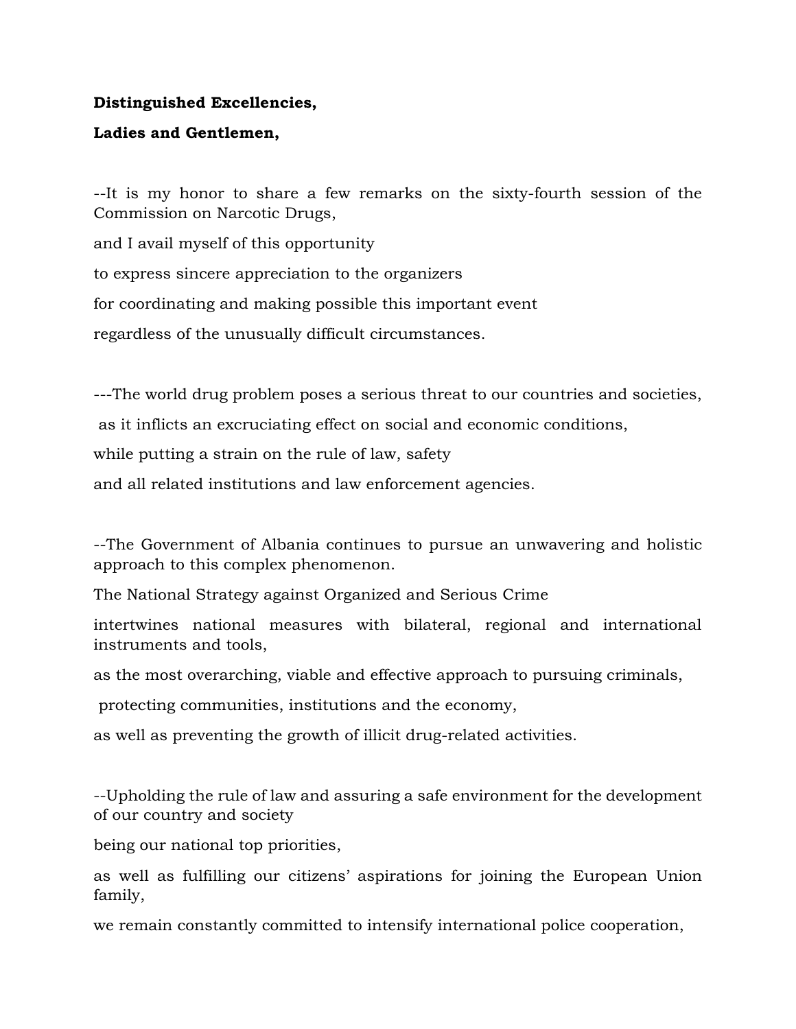**Distinguished Excellencies,**

**Ladies and Gentlemen,**

--It is my honor to share a few remarks on the sixty-fourth session of the Commission on Narcotic Drugs,

and I avail myself of this opportunity

to express sincere appreciation to the organizers

for coordinating and making possible this important event

regardless of the unusually difficult circumstances.

---The world drug problem poses a serious threat to our countries and societies,

as it inflicts an excruciating effect on social and economic conditions,

while putting a strain on the rule of law, safety

and all related institutions and law enforcement agencies.

--The Government of Albania continues to pursue an unwavering and holistic approach to this complex phenomenon.

The National Strategy against Organized and Serious Crime

intertwines national measures with bilateral, regional and international instruments and tools,

as the most overarching, viable and effective approach to pursuing criminals,

protecting communities, institutions and the economy,

as well as preventing the growth of illicit drug-related activities.

--Upholding the rule of law and assuring a safe environment for the development of our country and society

being our national top priorities,

as well as fulfilling our citizens' aspirations for joining the European Union family,

we remain constantly committed to intensify international police cooperation,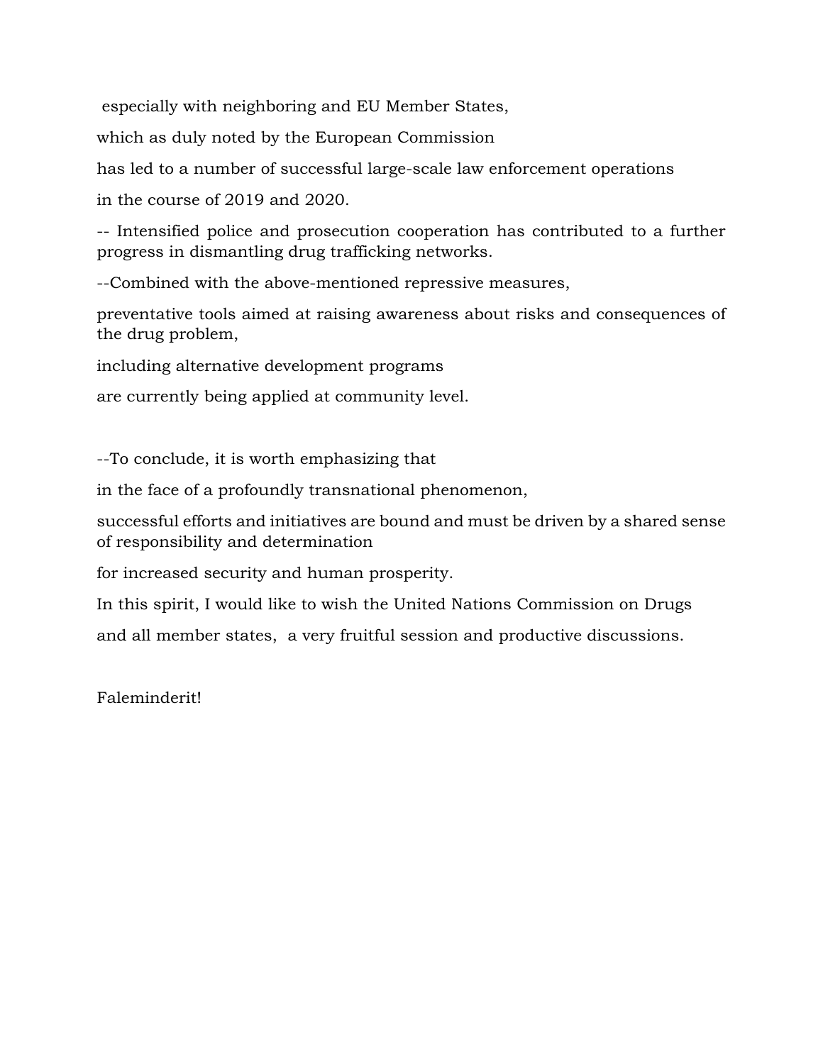especially with neighboring and EU Member States,

which as duly noted by the European Commission

has led to a number of successful large-scale law enforcement operations

in the course of 2019 and 2020.

-- Intensified police and prosecution cooperation has contributed to a further progress in dismantling drug trafficking networks.

--Combined with the above-mentioned repressive measures,

preventative tools aimed at raising awareness about risks and consequences of the drug problem,

including alternative development programs

are currently being applied at community level.

--To conclude, it is worth emphasizing that

in the face of a profoundly transnational phenomenon,

successful efforts and initiatives are bound and must be driven by a shared sense of responsibility and determination

for increased security and human prosperity.

In this spirit, I would like to wish the United Nations Commission on Drugs

and all member states, a very fruitful session and productive discussions.

Faleminderit!